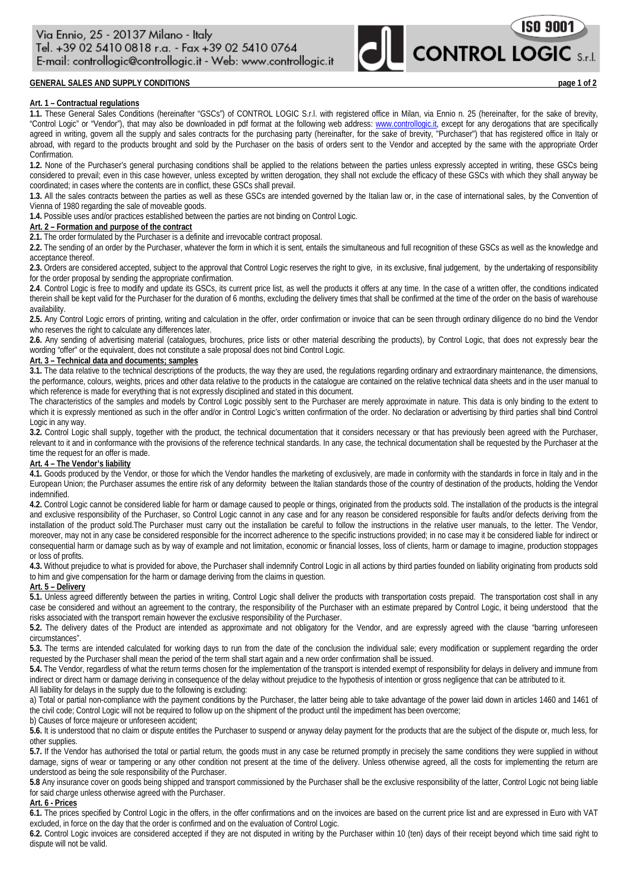# GENERAL SALES AND SUPPLY CONDITIONS

## Art. 1 – Contractual regulations

**1.1.** These General Sales Conditions (hereinafter "GSCs") of CONTROL LOGIC S.r.l. with registered office in Milan, via Ennio n. 25 (hereinafter, for the sake of brevity, "Control Logic" or "Vendor"), that may also be downloaded in pdf format at the following web address: www.controllogic.it, except for any derogations that are specifically agreed in writing, govern all the supply and sales contracts for the purchasing party (hereinafter, for the sake of brevity, "Purchaser") that has registered office in Italy or abroad, with regard to the products brought and sold by the Purchaser on the basis of orders sent to the Vendor and accepted by the same with the appropriate Order Confirmation.

**1.2.** None of the Purchaser's general purchasing conditions shall be applied to the relations between the parties unless expressly accepted in writing, these GSCs being considered to prevail; even in this case however, unless excepted by written derogation, they shall not exclude the efficacy of these GSCs with which they shall anyway be coordinated; in cases where the contents are in conflict, these GSCs shall prevail.

**1.3.** All the sales contracts between the parties as well as these GSCs are intended governed by the Italian law or, in the case of international sales, by the Convention of Vienna of 1980 regarding the sale of moveable goods.

**1.4.** Possible uses and/or practices established between the parties are not binding on Control Logic.

## Art. 2 – Formation and purpose of the contract

**2.1.** The order formulated by the Purchaser is a definite and irrevocable contract proposal.

**2.2.** The sending of an order by the Purchaser, whatever the form in which it is sent, entails the simultaneous and full recognition of these GSCs as well as the knowledge and acceptance thereof.

**2.3.** Orders are considered accepted, subject to the approval that Control Logic reserves the right to give, in its exclusive, final judgement, by the undertaking of responsibility for the order proposal by sending the appropriate confirmation.

**2.4**. Control Logic is free to modify and update its GSCs, its current price list, as well the products it offers at any time. In the case of a written offer, the conditions indicated therein shall be kept valid for the Purchaser for the duration of 6 months, excluding the delivery times that shall be confirmed at the time of the order on the basis of warehouse availability.

**2.5.** Any Control Logic errors of printing, writing and calculation in the offer, order confirmation or invoice that can be seen through ordinary diligence do no bind the Vendor who reserves the right to calculate any differences later.

**2.6.** Any sending of advertising material (catalogues, brochures, price lists or other material describing the products), by Control Logic, that does not expressly bear the wording "offer" or the equivalent, does not constitute a sale proposal does not bind Control Logic.

## Art. 3 – Technical data and documents; samples

**3.1.** The data relative to the technical descriptions of the products, the way they are used, the regulations regarding ordinary and extraordinary maintenance, the dimensions, the performance, colours, weights, prices and other data relative to the products in the catalogue are contained on the relative technical data sheets and in the user manual to which reference is made for everything that is not expressly disciplined and stated in this document.

The characteristics of the samples and models by Control Logic possibly sent to the Purchaser are merely approximate in nature. This data is only binding to the extent to which it is expressly mentioned as such in the offer and/or in Control Logic's written confirmation of the order. No declaration or advertising by third parties shall bind Control Logic in any way.

**3.2.** Control Logic shall supply, together with the product, the technical documentation that it considers necessary or that has previously been agreed with the Purchaser, relevant to it and in conformance with the provisions of the reference technical standards. In any case, the technical documentation shall be requested by the Purchaser at the time the request for an offer is made.

## Art. 4 – The Vendor's liability

**4.1.** Goods produced by the Vendor, or those for which the Vendor handles the marketing of exclusively, are made in conformity with the standards in force in Italy and in the European Union; the Purchaser assumes the entire risk of any deformity between the Italian standards those of the country of destination of the products, holding the Vendor indemnified.

**4.2.** Control Logic cannot be considered liable for harm or damage caused to people or things, originated from the products sold. The installation of the products is the integral and exclusive responsibility of the Purchaser, so Control Logic cannot in any case and for any reason be considered responsible for faults and/or defects deriving from the installation of the product sold.The Purchaser must carry out the installation be careful to follow the instructions in the relative user manuals, to the letter. The Vendor, moreover, may not in any case be considered responsible for the incorrect adherence to the specific instructions provided; in no case may it be considered liable for indirect or consequential harm or damage such as by way of example and not limitation, economic or financial losses, loss of clients, harm or damage to imagine, production stoppages or loss of profits.

**4.3.** Without prejudice to what is provided for above, the Purchaser shall indemnify Control Logic in all actions by third parties founded on liability originating from products sold to him and give compensation for the harm or damage deriving from the claims in question.

## Art. 5 – Delivery

**5.1.** Unless agreed differently between the parties in writing, Control Logic shall deliver the products with transportation costs prepaid. The transportation cost shall in any case be considered and without an agreement to the contrary, the responsibility of the Purchaser with an estimate prepared by Control Logic, it being understood that the risks associated with the transport remain however the exclusive responsibility of the Purchaser.

**5.2.** The delivery dates of the Product are intended as approximate and not obligatory for the Vendor, and are expressly agreed with the clause "barring unforeseen circumstances".

**5.3.** The terms are intended calculated for working days to run from the date of the conclusion the individual sale; every modification or supplement regarding the order requested by the Purchaser shall mean the period of the term shall start again and a new order confirmation shall be issued.

**5.4.** The Vendor, regardless of what the return terms chosen for the implementation of the transport is intended exempt of responsibility for delays in delivery and immune from indirect or direct harm or damage deriving in consequence of the delay without prejudice to the hypothesis of intention or gross negligence that can be attributed to it.

All liability for delays in the supply due to the following is excluding:

a) Total or partial non-compliance with the payment conditions by the Purchaser, the latter being able to take advantage of the power laid down in articles 1460 and 1461 of the civil code; Control Logic will not be required to follow up on the shipment of the product until the impediment has been overcome;

b) Causes of force majeure or unforeseen accident;

**5.6.** It is understood that no claim or dispute entitles the Purchaser to suspend or anyway delay payment for the products that are the subject of the dispute or, much less, for other supplies.

**5.7.** If the Vendor has authorised the total or partial return, the goods must in any case be returned promptly in precisely the same conditions they were supplied in without damage, signs of wear or tampering or any other condition not present at the time of the delivery. Unless otherwise agreed, all the costs for implementing the return are understood as being the sole responsibility of the Purchaser.

**5.8** Any insurance cover on goods being shipped and transport commissioned by the Purchaser shall be the exclusive responsibility of the latter, Control Logic not being liable for said charge unless otherwise agreed with the Purchaser.

## Art. 6 - Prices

**6.1.** The prices specified by Control Logic in the offers, in the offer confirmations and on the invoices are based on the current price list and are expressed in Euro with VAT excluded, in force on the day that the order is confirmed and on the evaluation of Control Logic.

**6.2.** Control Logic invoices are considered accepted if they are not disputed in writing by the Purchaser within 10 (ten) days of their receipt beyond which time said right to dispute will not be valid.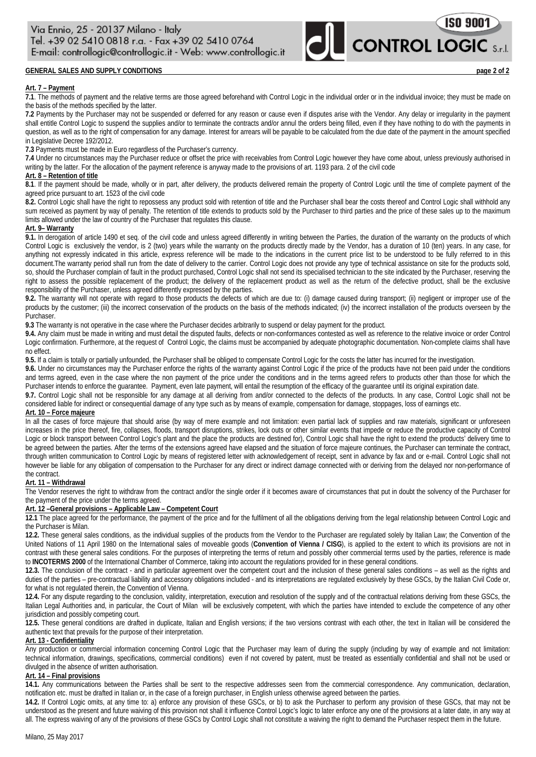**GENERAL SALES AND SUPPLY CONDITIONS**

**Art. 7 – Payment**

**7.1**. The methods of payment and the relative terms are those agreed beforehand with Control Logic in the individual order or in the individual invoice; they must be made on the basis of the methods specified by the latter.

**7.2** Payments by the Purchaser may not be suspended or deferred for any reason or cause even if disputes arise with the Vendor. Any delay or irregularity in the payment shall entitle Control Logic to suspend the supplies and/or to terminate the contracts and/or annul the orders being filled, even if they have nothing to do with the payments in question, as well as to the right of compensation for any damage. Interest for arrears will be payable to be calculated from the due date of the payment in the amount specified in Legislative Decree 192/2012.

**7.3** Payments must be made in Euro regardless of the Purchaser's currency.

**7.4** Under no circumstances may the Purchaser reduce or offset the price with receivables from Control Logic however they have come about, unless previously authorised in writing by the latter. For the allocation of the payment reference is anyway made to the provisions of art. 1193 para. 2 of the civil code

**Art. 8 – Retention of title**

**8.1**. If the payment should be made, wholly or in part, after delivery, the products delivered remain the property of Control Logic until the time of complete payment of the agreed price pursuant to art. 1523 of the civil code

**8.2.** Control Logic shall have the right to repossess any product sold with retention of title and the Purchaser shall bear the costs thereof and Control Logic shall withhold any sum received as payment by way of penalty. The retention of title extends to products sold by the Purchaser to third parties and the price of these sales up to the maximum limits allowed under the law of country of the Purchaser that regulates this clause.

**Art. 9– Warranty**

**9.1.** In derogation of article 1490 et seq. of the civil code and unless agreed differently in writing between the Parties, the duration of the warranty on the products of which Control Logic is exclusively the vendor, is 2 (two) years while the warranty on the products directly made by the Vendor, has a duration of 10 (ten) years. In any case, for anything not expressly indicated in this article, express reference will be made to the indications in the current price list to be understood to be fully referred to in this document.The warranty period shall run from the date of delivery to the carrier. Control Logic does not provide any type of technical assistance on site for the products sold, so, should the Purchaser complain of fault in the product purchased, Control Logic shall not send its specialised technician to the site indicated by the Purchaser, reserving the right to assess the possible replacement of the product; the delivery of the replacement product as well as the return of the defective product, shall be the exclusive responsibility of the Purchaser, unless agreed differently expressed by the parties.

**9.2.** The warranty will not operate with regard to those products the defects of which are due to: (i) damage caused during transport; (ii) negligent or improper use of the products by the customer; (iii) the incorrect conservation of the products on the basis of the methods indicated; (iv) the incorrect installation of the products overseen by the Purchaser.

**9.3** The warranty is not operative in the case where the Purchaser decides arbitrarily to suspend or delay payment for the product.

**9.4.** Any claim must be made in writing and must detail the disputed faults, defects or non-conformances contested as well as reference to the relative invoice or order Control Logic confirmation. Furthermore, at the request of Control Logic, the claims must be accompanied by adequate photographic documentation. Non-complete claims shall have no effect.

**9.5.** If a claim is totally or partially unfounded, the Purchaser shall be obliged to compensate Control Logic for the costs the latter has incurred for the investigation.

**9.6.** Under no circumstances may the Purchaser enforce the rights of the warranty against Control Logic if the price of the products have not been paid under the conditions and terms agreed, even in the case where the non payment of the price under the conditions and in the terms agreed refers to products other than those for which the Purchaser intends to enforce the guarantee. Payment, even late payment, will entail the resumption of the efficacy of the guarantee until its original expiration date.

**9.7.** Control Logic shall not be responsible for any damage at all deriving from and/or connected to the defects of the products. In any case, Control Logic shall not be considered liable for indirect or consequential damage of any type such as by means of example, compensation for damage, stoppages, loss of earnings etc.

**Art. 10 – Force majeure**

In all the cases of force majeure that should arise (by way of mere example and not limitation: even partial lack of supplies and raw materials, significant or unforeseen increases in the price thereof, fire, collapses, floods, transport disruptions, strikes, lock outs or other similar events that impede or reduce the productive capacity of Control Logic or block transport between Control Logic's plant and the place the products are destined for), Control Logic shall have the right to extend the products' delivery time to be agreed between the parties. After the terms of the extensions agreed have elapsed and the situation of force majeure continues, the Purchaser can terminate the contract, through written communication to Control Logic by means of registered letter with acknowledgement of receipt, sent in advance by fax and or e-mail. Control Logic shall not however be liable for any obligation of compensation to the Purchaser for any direct or indirect damage connected with or deriving from the delayed nor non-performance of the contract.

**Art. 11 – Withdrawal**

The Vendor reserves the right to withdraw from the contract and/or the single order if it becomes aware of circumstances that put in doubt the solvency of the Purchaser for the payment of the price under the terms agreed.

**Art. 12 –General provisions – Applicable Law – Competent Court**

**12.1** The place agreed for the performance, the payment of the price and for the fulfilment of all the obligations deriving from the legal relationship between Control Logic and the Purchaser is Milan.

**12.2.** These general sales conditions, as the individual supplies of the products from the Vendor to the Purchaser are regulated solely by Italian Law; the Convention of the United Nations of 11 April 1980 on the International sales of moveable goods (**Convention of Vienna / CISG**), is applied to the extent to which its provisions are not in contrast with these general sales conditions. For the purposes of interpreting the terms of return and possibly other commercial terms used by the parties, reference is made to **INCOTERMS 2000** of the International Chamber of Commerce, taking into account the regulations provided for in these general conditions.

**12.3.** The conclusion of the contract - and in particular agreement over the competent court and the inclusion of these general sales conditions – as well as the rights and duties of the parties – pre-contractual liability and accessory obligations included - and its interpretations are regulated exclusively by these GSCs, by the Italian Civil Code or, for what is not regulated therein, the Convention of Vienna.

**12.4.** For any dispute regarding to the conclusion, validity, interpretation, execution and resolution of the supply and of the contractual relations deriving from these GSCs, the Italian Legal Authorities and, in particular, the Court of Milan will be exclusively competent, with which the parties have intended to exclude the competence of any other jurisdiction and possibly competing court.

**12.5.** These general conditions are drafted in duplicate, Italian and English versions; if the two versions contrast with each other, the text in Italian will be considered the authentic text that prevails for the purpose of their interpretation.

**Art. 13 - Confidentiality**

Any production or commercial information concerning Control Logic that the Purchaser may learn of during the supply (including by way of example and not limitation: technical information, drawings, specifications, commercial conditions) even if not covered by patent, must be treated as essentially confidential and shall not be used or divulged in the absence of written authorisation.

**Art. 14 – Final provisions**

**14.1.** Any communications between the Parties shall be sent to the respective addresses seen from the commercial correspondence. Any communication, declaration, notification etc. must be drafted in Italian or, in the case of a foreign purchaser, in English unless otherwise agreed between the parties.

**14.2.** If Control Logic omits, at any time to: a) enforce any provision of these GSCs, or b) to ask the Purchaser to perform any provision of these GSCs, that may not be understood as the present and future waiving of this provision not shall it influence Control Logic's logic to later enforce any one of the provisions at a later date, in any way at all. The express waiving of any of the provisions of these GSCs by Control Logic shall not constitute a waiving the right to demand the Purchaser respect them in the future.

Milano, 25 May 2017